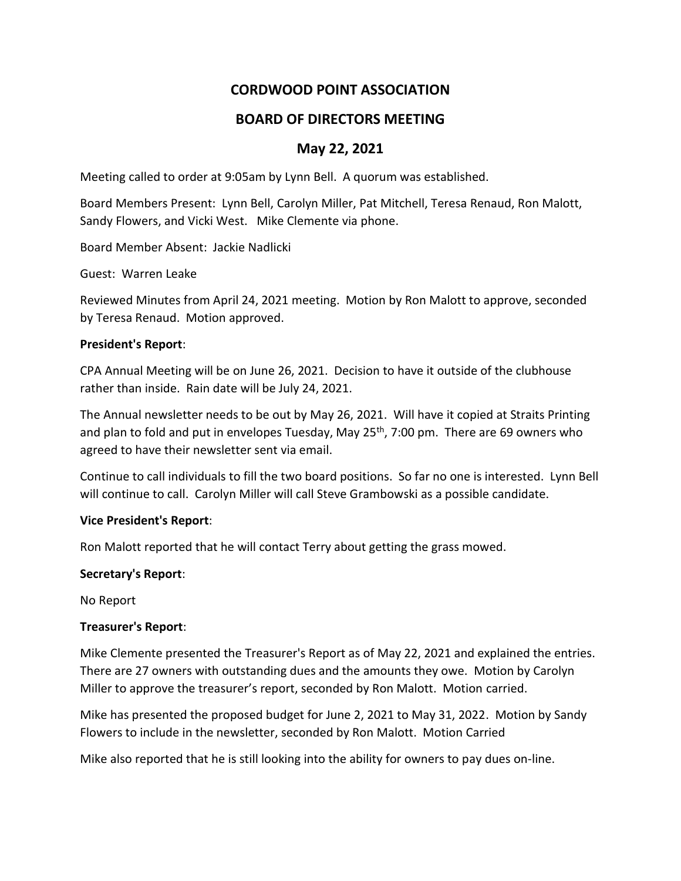# CORDWOOD POINT ASSOCIATION

## BOARD OF DIRECTORS MEETING

## May 22, 2021

Meeting called to order at 9:05am by Lynn Bell. A quorum was established.

Board Members Present: Lynn Bell, Carolyn Miller, Pat Mitchell, Teresa Renaud, Ron Malott, Sandy Flowers, and Vicki West. Mike Clemente via phone.

Board Member Absent: Jackie Nadlicki

Guest: Warren Leake

Reviewed Minutes from April 24, 2021 meeting. Motion by Ron Malott to approve, seconded by Teresa Renaud. Motion approved.

**President's Report**:

CPA Annual Meeting will be on June 26, 2021. Decision to have it outside of the clubhouse rather than inside. Rain date will be July 24, 2021.

The Annual newsletter needs to be out by May 26, 2021. Will have it copied at Straits Printing and plan to fold and put in envelopes Tuesday, May 25th, 7:00 pm. There are 69 owners who agreed to have their newsletter sent via email.

Continue to call individuals to fill the two board positions. So far no one is interested. Lynn Bell will continue to call. Carolyn Miller will call Steve Grambowski as a possible candidate.

**Vice President's Report**:

Ron Malott reported that he will contact Terry about getting the grass mowed.

**Secretary's Report**:

No Report

**Treasurer's Report**:

Mike Clemente presented the Treasurer's Report as of May 22, 2021 and explained the entries. There are 27 owners with outstanding dues and the amounts they owe. Motion by Carolyn Miller to approve the treasurer's report, seconded by Ron Malott. Motion carried.

Mike has presented the proposed budget for June 2, 2021 to May 31, 2022. Motion by Sandy Flowers to include in the newsletter, seconded by Ron Malott. Motion Carried

Mike also reported that he is still looking into the ability for owners to pay dues on-line.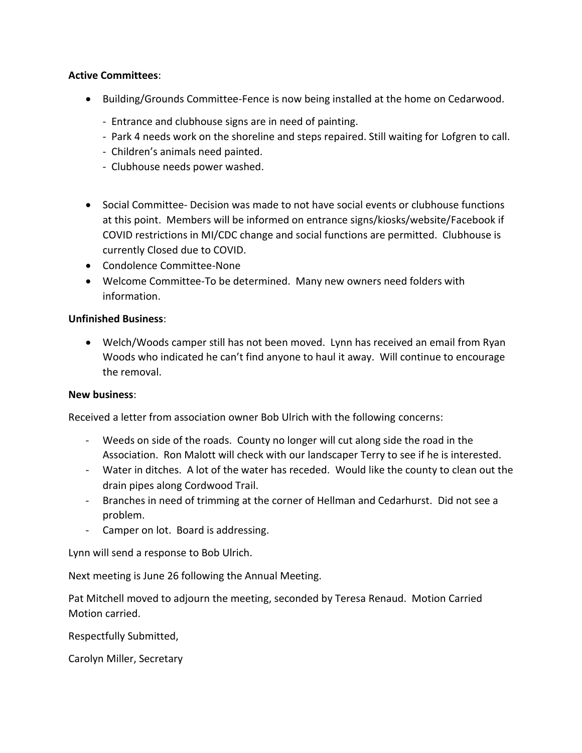**Active Committees**:

- Building/Grounds Committee-Fence is now being installed at the home on Cedarwood.
  - Entrance and clubhouse signs are in need of painting.
  - Park 4 needs work on the shoreline and steps repaired. Still waiting for Lofgren to call.
  - Children's animals need painted.
  - Clubhouse needs power washed.

- Social Committee- Decision was made to not have social events or clubhouse functions at this point. Members will be informed on entrance signs/kiosks/website/Facebook if COVID restrictions in MI/CDC change and social functions are permitted. Clubhouse is currently Closed due to COVID.
- Condolence Committee-None
- Welcome Committee-To be determined. Many new owners need folders with information.

**Unfinished Business**:

- Welch/Woods camper still has not been moved. Lynn has received an email from Ryan Woods who indicated he can't find anyone to haul it away. Will continue to encourage the removal.

**New business**:

Received a letter from association owner Bob Ulrich with the following concerns:

- Weeds on side of the roads. County no longer will cut along side the road in the Association. Ron Malott will check with our landscaper Terry to see if he is interested.
- Water in ditches. A lot of the water has receded. Would like the county to clean out the drain pipes along Cordwood Trail.
- Branches in need of trimming at the corner of Hellman and Cedarhurst. Did not see a problem.
- Camper on lot. Board is addressing.

Lynn will send a response to Bob Ulrich.

Next meeting is June 26 following the Annual Meeting.

Pat Mitchell moved to adjourn the meeting, seconded by Teresa Renaud. Motion Carried Motion carried.

Respectfully Submitted,

Carolyn Miller, Secretary